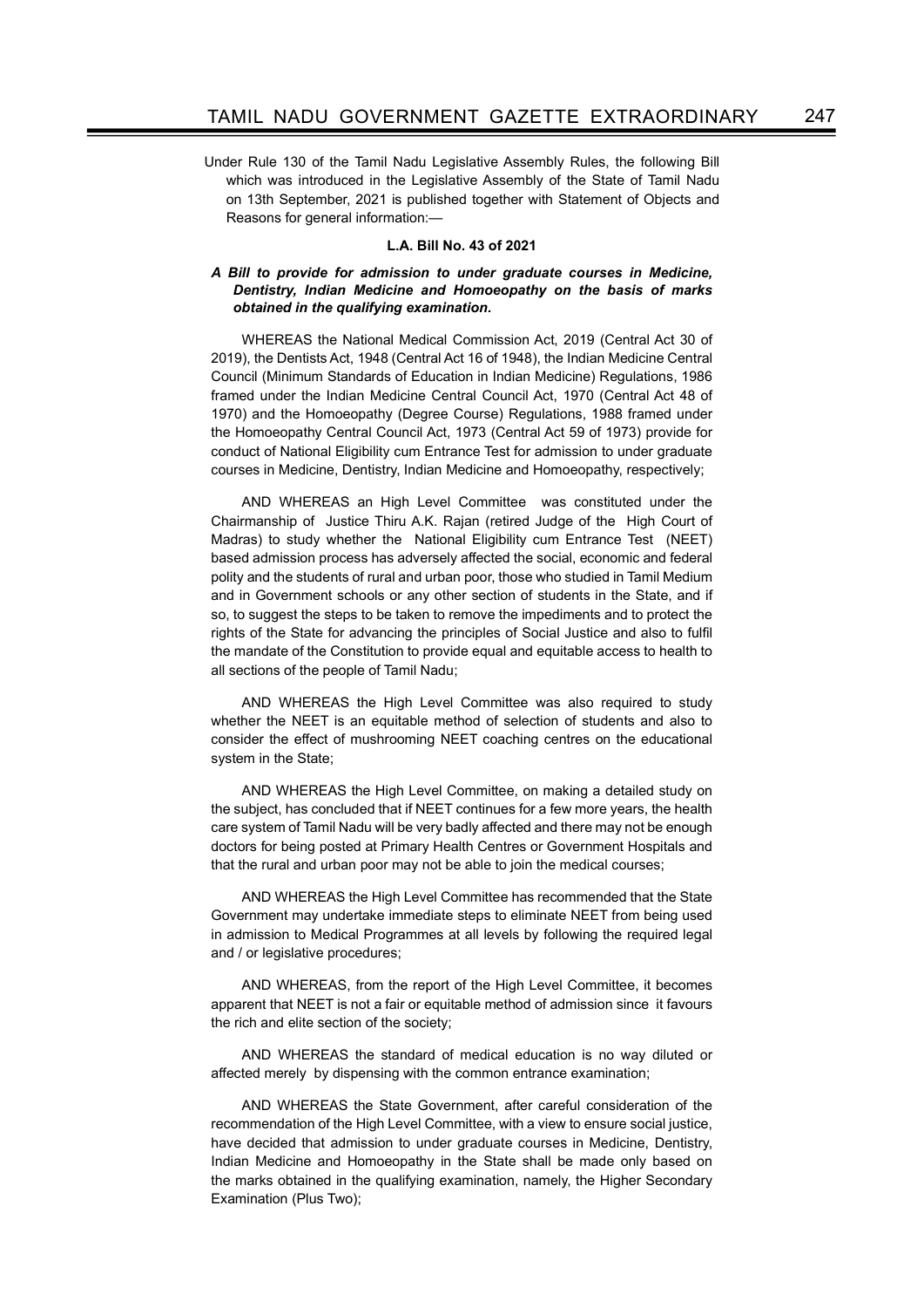Under Rule 130 of the Tamil Nadu Legislative Assembly Rules, the following Bill which was introduced in the Legislative Assembly of the State of Tamil Nadu on 13th September, 2021 is published together with Statement of Objects and Reasons for general information:—

**L.A. Bill No. 43 of 2021**

***A Bill to provide for admission to under graduate courses in Medicine, Dentistry, Indian Medicine and Homoeopathy on the basis of marks obtained in the qualifying examination.***

WHEREAS the National Medical Commission Act, 2019 (Central Act 30 of 2019), the Dentists Act, 1948 (Central Act 16 of 1948), the Indian Medicine Central Council (Minimum Standards of Education in Indian Medicine) Regulations, 1986 framed under the Indian Medicine Central Council Act, 1970 (Central Act 48 of 1970) and the Homoeopathy (Degree Course) Regulations, 1988 framed under the Homoeopathy Central Council Act, 1973 (Central Act 59 of 1973) provide for conduct of National Eligibility cum Entrance Test for admission to under graduate courses in Medicine, Dentistry, Indian Medicine and Homoeopathy, respectively;

AND WHEREAS an High Level Committee was constituted under the Chairmanship of Justice Thiru A.K. Rajan (retired Judge of the High Court of Madras) to study whether the National Eligibility cum Entrance Test (NEET) based admission process has adversely affected the social, economic and federal polity and the students of rural and urban poor, those who studied in Tamil Medium and in Government schools or any other section of students in the State, and if so, to suggest the steps to be taken to remove the impediments and to protect the rights of the State for advancing the principles of Social Justice and also to fulfil the mandate of the Constitution to provide equal and equitable access to health to all sections of the people of Tamil Nadu;

AND WHEREAS the High Level Committee was also required to study whether the NEET is an equitable method of selection of students and also to consider the effect of mushrooming NEET coaching centres on the educational system in the State;

AND WHEREAS the High Level Committee, on making a detailed study on the subject, has concluded that if NEET continues for a few more years, the health care system of Tamil Nadu will be very badly affected and there may not be enough doctors for being posted at Primary Health Centres or Government Hospitals and that the rural and urban poor may not be able to join the medical courses;

AND WHEREAS the High Level Committee has recommended that the State Government may undertake immediate steps to eliminate NEET from being used in admission to Medical Programmes at all levels by following the required legal and / or legislative procedures;

AND WHEREAS, from the report of the High Level Committee, it becomes apparent that NEET is not a fair or equitable method of admission since it favours the rich and elite section of the society;

AND WHEREAS the standard of medical education is no way diluted or affected merely by dispensing with the common entrance examination;

AND WHEREAS the State Government, after careful consideration of the recommendation of the High Level Committee, with a view to ensure social justice, have decided that admission to under graduate courses in Medicine, Dentistry, Indian Medicine and Homoeopathy in the State shall be made only based on the marks obtained in the qualifying examination, namely, the Higher Secondary Examination (Plus Two);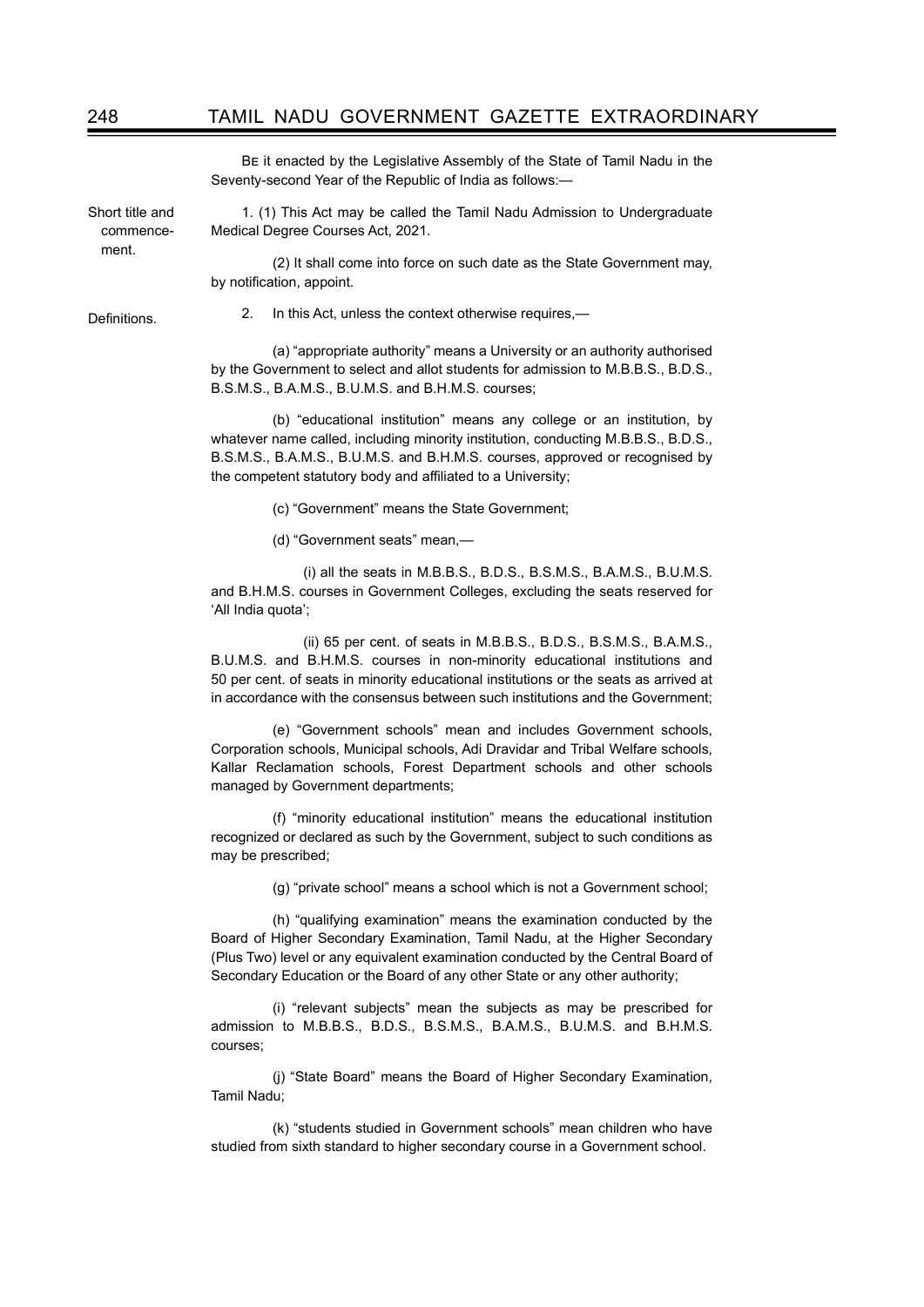Be it enacted by the Legislative Assembly of the State of Tamil Nadu in the Seventy-second Year of the Republic of India as follows:—

**Short title and commencement.**

1. (1) This Act may be called the Tamil Nadu Admission to Undergraduate Medical Degree Courses Act, 2021.

(2) It shall come into force on such date as the State Government may, by notification, appoint.

**Definitions.**

2. In this Act, unless the context otherwise requires,—

(a) "appropriate authority" means a University or an authority authorised by the Government to select and allot students for admission to M.B.B.S., B.D.S., B.S.M.S., B.A.M.S., B.U.M.S. and B.H.M.S. courses;

(b) "educational institution" means any college or an institution, by whatever name called, including minority institution, conducting M.B.B.S., B.D.S., B.S.M.S., B.A.M.S., B.U.M.S. and B.H.M.S. courses, approved or recognised by the competent statutory body and affiliated to a University;

(c) "Government" means the State Government;

(d) "Government seats" mean,—

(i) all the seats in M.B.B.S., B.D.S., B.S.M.S., B.A.M.S., B.U.M.S. and B.H.M.S. courses in Government Colleges, excluding the seats reserved for 'All India quota';

(ii) 65 per cent. of seats in M.B.B.S., B.D.S., B.S.M.S., B.A.M.S., B.U.M.S. and B.H.M.S. courses in non-minority educational institutions and 50 per cent. of seats in minority educational institutions or the seats as arrived at in accordance with the consensus between such institutions and the Government;

(e) "Government schools" mean and includes Government schools, Corporation schools, Municipal schools, Adi Dravidar and Tribal Welfare schools, Kallar Reclamation schools, Forest Department schools and other schools managed by Government departments;

(f) "minority educational institution" means the educational institution recognized or declared as such by the Government, subject to such conditions as may be prescribed;

(g) "private school" means a school which is not a Government school;

(h) "qualifying examination" means the examination conducted by the Board of Higher Secondary Examination, Tamil Nadu, at the Higher Secondary (Plus Two) level or any equivalent examination conducted by the Central Board of Secondary Education or the Board of any other State or any other authority;

(i) "relevant subjects" mean the subjects as may be prescribed for admission to M.B.B.S., B.D.S., B.S.M.S., B.A.M.S., B.U.M.S. and B.H.M.S. courses;

(j) "State Board" means the Board of Higher Secondary Examination, Tamil Nadu;

(k) "students studied in Government schools" mean children who have studied from sixth standard to higher secondary course in a Government school.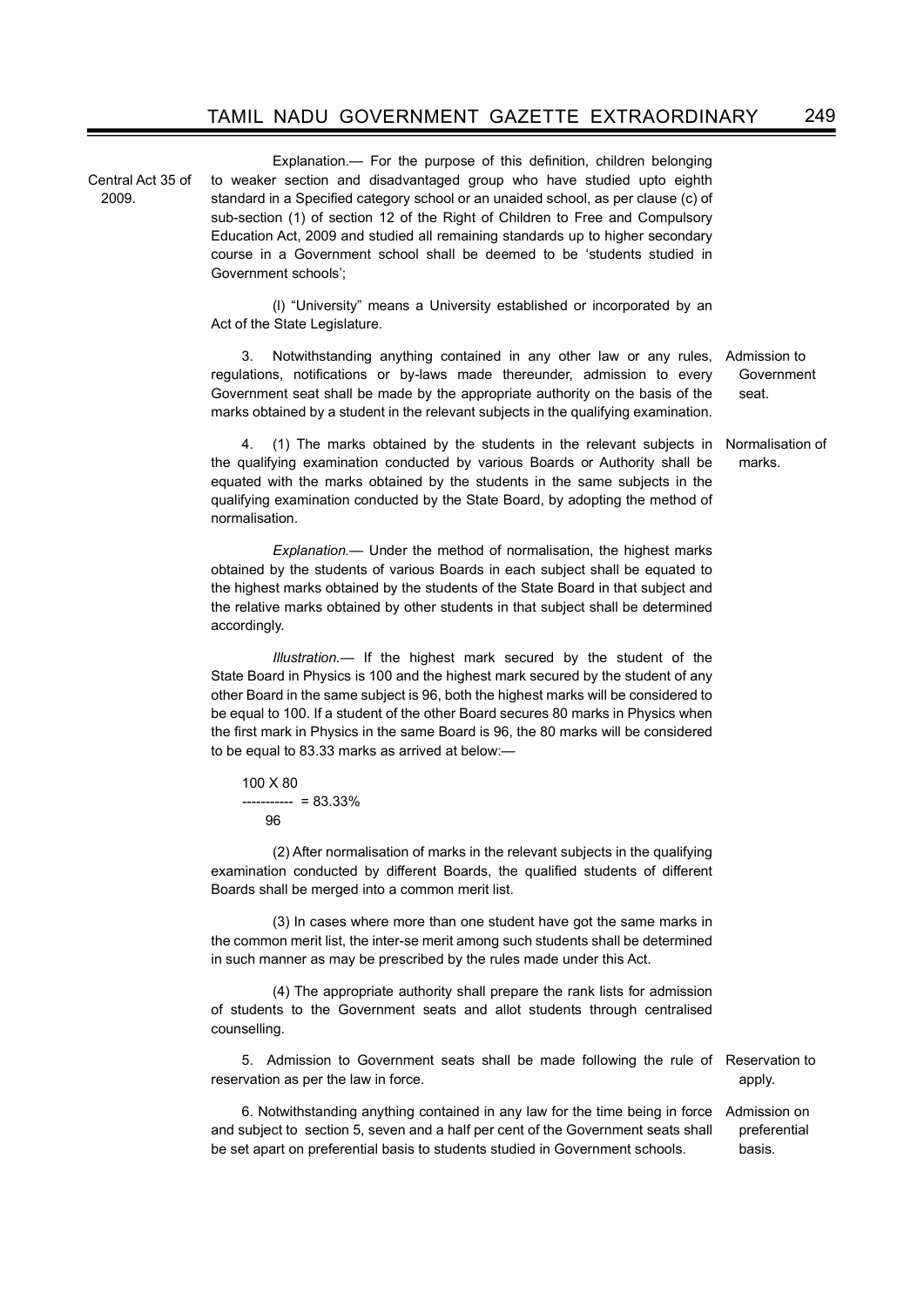Explanation.— For the purpose of this definition, children belonging to weaker section and disadvantaged group who have studied upto eighth standard in a Specified category school or an unaided school, as per clause (c) of sub-section (1) of section 12 of the Right of Children to Free and Compulsory Education Act, 2009 and studied all remaining standards up to higher secondary course in a Government school shall be deemed to be 'students studied in Government schools';

Central Act 35 of 2009.

(l) "University" means a University established or incorporated by an Act of the State Legislature.

**Admission to Government seat.**

3. Notwithstanding anything contained in any other law or any rules, regulations, notifications or by-laws made thereunder, admission to every Government seat shall be made by the appropriate authority on the basis of the marks obtained by a student in the relevant subjects in the qualifying examination.

**Normalisation of marks.**

4. (1) The marks obtained by the students in the relevant subjects in the qualifying examination conducted by various Boards or Authority shall be equated with the marks obtained by the students in the same subjects in the qualifying examination conducted by the State Board, by adopting the method of normalisation.

*Explanation.*— Under the method of normalisation, the highest marks obtained by the students of various Boards in each subject shall be equated to the highest marks obtained by the students of the State Board in that subject and the relative marks obtained by other students in that subject shall be determined accordingly.

*Illustration.*— If the highest mark secured by the student of the State Board in Physics is 100 and the highest mark secured by the student of any other Board in the same subject is 96, both the highest marks will be considered to be equal to 100. If a student of the other Board secures 80 marks in Physics when the first mark in Physics in the same Board is 96, the 80 marks will be considered to be equal to 83.33 marks as arrived at below:—

$$\frac{100 \times 80}{96} = 83.33\%$$

(2) After normalisation of marks in the relevant subjects in the qualifying examination conducted by different Boards, the qualified students of different Boards shall be merged into a common merit list.

(3) In cases where more than one student have got the same marks in the common merit list, the inter-se merit among such students shall be determined in such manner as may be prescribed by the rules made under this Act.

(4) The appropriate authority shall prepare the rank lists for admission of students to the Government seats and allot students through centralised counselling.

**Reservation to apply.**

5. Admission to Government seats shall be made following the rule of reservation as per the law in force.

**Admission on preferential basis.**

6. Notwithstanding anything contained in any law for the time being in force and subject to section 5, seven and a half per cent of the Government seats shall be set apart on preferential basis to students studied in Government schools.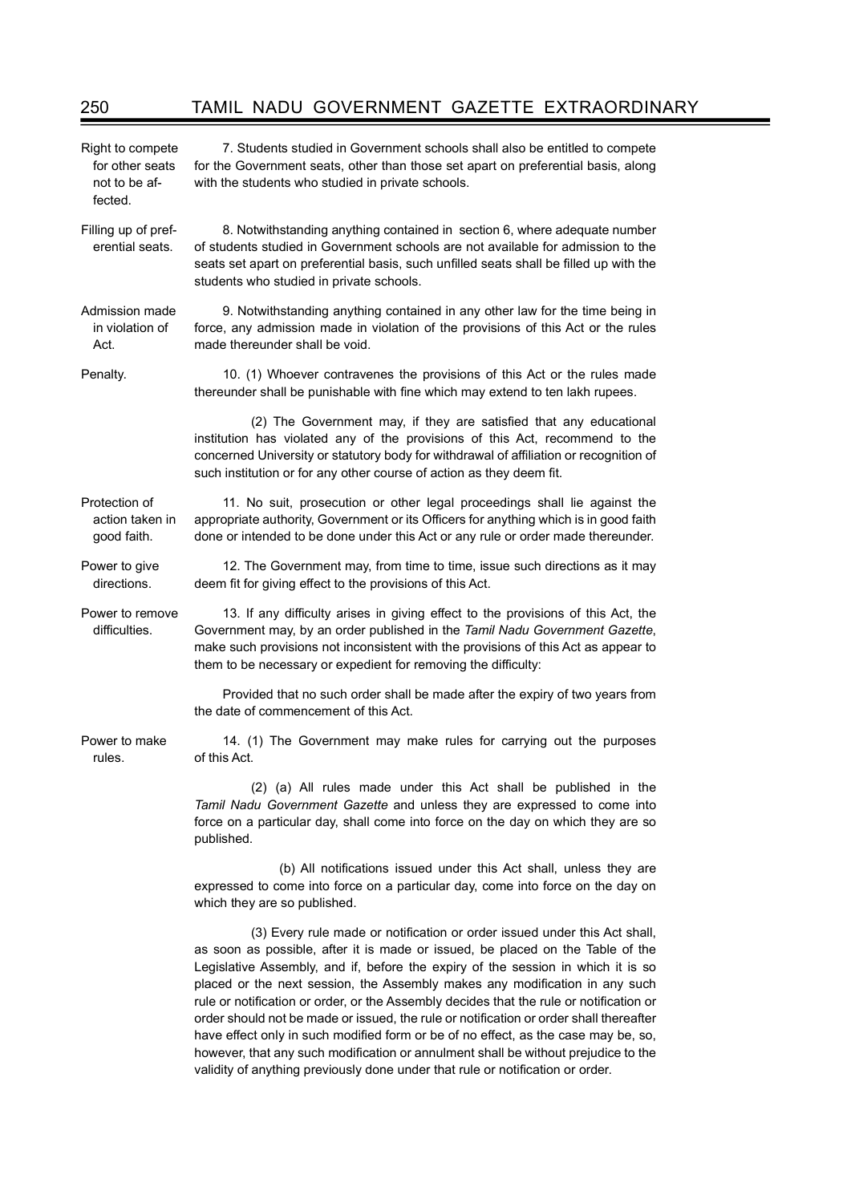**Right to compete for other seats not to be affected.**

7. Students studied in Government schools shall also be entitled to compete for the Government seats, other than those set apart on preferential basis, along with the students who studied in private schools.

**Filling up of preferential seats.**

8. Notwithstanding anything contained in section 6, where adequate number of students studied in Government schools are not available for admission to the seats set apart on preferential basis, such unfilled seats shall be filled up with the students who studied in private schools.

**Admission made in violation of Act.**

9. Notwithstanding anything contained in any other law for the time being in force, any admission made in violation of the provisions of this Act or the rules made thereunder shall be void.

**Penalty.**

10. (1) Whoever contravenes the provisions of this Act or the rules made thereunder shall be punishable with fine which may extend to ten lakh rupees.

(2) The Government may, if they are satisfied that any educational institution has violated any of the provisions of this Act, recommend to the concerned University or statutory body for withdrawal of affiliation or recognition of such institution or for any other course of action as they deem fit.

**Protection of action taken in good faith.**

11. No suit, prosecution or other legal proceedings shall lie against the appropriate authority, Government or its Officers for anything which is in good faith done or intended to be done under this Act or any rule or order made thereunder.

**Power to give directions.**

12. The Government may, from time to time, issue such directions as it may deem fit for giving effect to the provisions of this Act.

**Power to remove difficulties.**

13. If any difficulty arises in giving effect to the provisions of this Act, the Government may, by an order published in the *Tamil Nadu Government Gazette*, make such provisions not inconsistent with the provisions of this Act as appear to them to be necessary or expedient for removing the difficulty:

Provided that no such order shall be made after the expiry of two years from the date of commencement of this Act.

**Power to make rules.**

14. (1) The Government may make rules for carrying out the purposes of this Act.

(2) (a) All rules made under this Act shall be published in the *Tamil Nadu Government Gazette* and unless they are expressed to come into force on a particular day, shall come into force on the day on which they are so published.

(b) All notifications issued under this Act shall, unless they are expressed to come into force on a particular day, come into force on the day on which they are so published.

(3) Every rule made or notification or order issued under this Act shall, as soon as possible, after it is made or issued, be placed on the Table of the Legislative Assembly, and if, before the expiry of the session in which it is so placed or the next session, the Assembly makes any modification in any such rule or notification or order, or the Assembly decides that the rule or notification or order should not be made or issued, the rule or notification or order shall thereafter have effect only in such modified form or be of no effect, as the case may be, so, however, that any such modification or annulment shall be without prejudice to the validity of anything previously done under that rule or notification or order.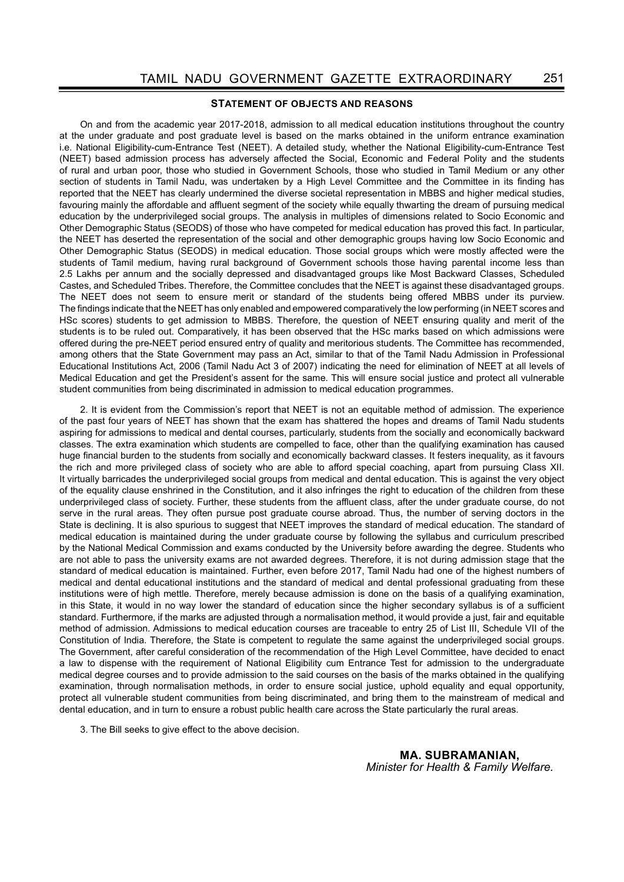## STATEMENT OF OBJECTS AND REASONS

On and from the academic year 2017-2018, admission to all medical education institutions throughout the country at the under graduate and post graduate level is based on the marks obtained in the uniform entrance examination i.e. National Eligibility-cum-Entrance Test (NEET). A detailed study, whether the National Eligibility-cum-Entrance Test (NEET) based admission process has adversely affected the Social, Economic and Federal Polity and the students of rural and urban poor, those who studied in Government Schools, those who studied in Tamil Medium or any other section of students in Tamil Nadu, was undertaken by a High Level Committee and the Committee in its finding has reported that the NEET has clearly undermined the diverse societal representation in MBBS and higher medical studies, favouring mainly the affordable and affluent segment of the society while equally thwarting the dream of pursuing medical education by the underprivileged social groups. The analysis in multiples of dimensions related to Socio Economic and Other Demographic Status (SEODS) of those who have competed for medical education has proved this fact. In particular, the NEET has deserted the representation of the social and other demographic groups having low Socio Economic and Other Demographic Status (SEODS) in medical education. Those social groups which were mostly affected were the students of Tamil medium, having rural background of Government schools those having parental income less than 2.5 Lakhs per annum and the socially depressed and disadvantaged groups like Most Backward Classes, Scheduled Castes, and Scheduled Tribes. Therefore, the Committee concludes that the NEET is against these disadvantaged groups. The NEET does not seem to ensure merit or standard of the students being offered MBBS under its purview. The findings indicate that the NEET has only enabled and empowered comparatively the low performing (in NEET scores and HSc scores) students to get admission to MBBS. Therefore, the question of NEET ensuring quality and merit of the students is to be ruled out. Comparatively, it has been observed that the HSc marks based on which admissions were offered during the pre-NEET period ensured entry of quality and meritorious students. The Committee has recommended, among others that the State Government may pass an Act, similar to that of the Tamil Nadu Admission in Professional Educational Institutions Act, 2006 (Tamil Nadu Act 3 of 2007) indicating the need for elimination of NEET at all levels of Medical Education and get the President's assent for the same. This will ensure social justice and protect all vulnerable student communities from being discriminated in admission to medical education programmes.

2. It is evident from the Commission's report that NEET is not an equitable method of admission. The experience of the past four years of NEET has shown that the exam has shattered the hopes and dreams of Tamil Nadu students aspiring for admissions to medical and dental courses, particularly, students from the socially and economically backward classes. The extra examination which students are compelled to face, other than the qualifying examination has caused huge financial burden to the students from socially and economically backward classes. It festers inequality, as it favours the rich and more privileged class of society who are able to afford special coaching, apart from pursuing Class XII. It virtually barricades the underprivileged social groups from medical and dental education. This is against the very object of the equality clause enshrined in the Constitution, and it also infringes the right to education of the children from these underprivileged class of society. Further, these students from the affluent class, after the under graduate course, do not serve in the rural areas. They often pursue post graduate course abroad. Thus, the number of serving doctors in the State is declining. It is also spurious to suggest that NEET improves the standard of medical education. The standard of medical education is maintained during the under graduate course by following the syllabus and curriculum prescribed by the National Medical Commission and exams conducted by the University before awarding the degree. Students who are not able to pass the university exams are not awarded degrees. Therefore, it is not during admission stage that the standard of medical education is maintained. Further, even before 2017, Tamil Nadu had one of the highest numbers of medical and dental educational institutions and the standard of medical and dental professional graduating from these institutions were of high mettle. Therefore, merely because admission is done on the basis of a qualifying examination, in this State, it would in no way lower the standard of education since the higher secondary syllabus is of a sufficient standard. Furthermore, if the marks are adjusted through a normalisation method, it would provide a just, fair and equitable method of admission. Admissions to medical education courses are traceable to entry 25 of List III, Schedule VII of the Constitution of India. Therefore, the State is competent to regulate the same against the underprivileged social groups. The Government, after careful consideration of the recommendation of the High Level Committee, have decided to enact a law to dispense with the requirement of National Eligibility cum Entrance Test for admission to the undergraduate medical degree courses and to provide admission to the said courses on the basis of the marks obtained in the qualifying examination, through normalisation methods, in order to ensure social justice, uphold equality and equal opportunity, protect all vulnerable student communities from being discriminated, and bring them to the mainstream of medical and dental education, and in turn to ensure a robust public health care across the State particularly the rural areas.

3. The Bill seeks to give effect to the above decision.

**MA. SUBRAMANIAN,**
*Minister for Health & Family Welfare.*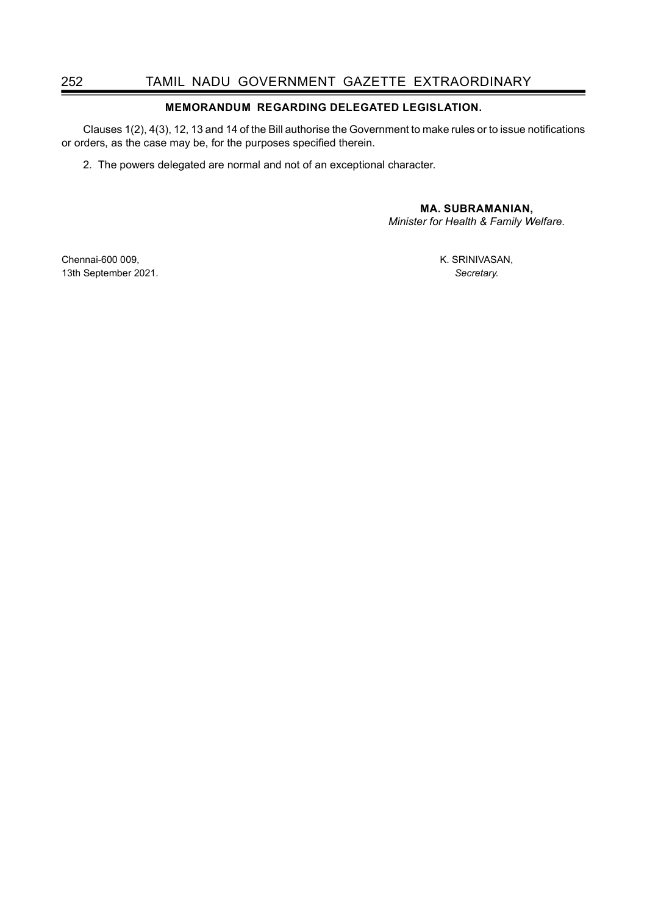**MEMORANDUM REGARDING DELEGATED LEGISLATION.**

Clauses 1(2), 4(3), 12, 13 and 14 of the Bill authorise the Government to make rules or to issue notifications or orders, as the case may be, for the purposes specified therein.

2. The powers delegated are normal and not of an exceptional character.

**MA. SUBRAMANIAN,**
*Minister for Health & Family Welfare.*

Chennai-600 009,
13th September 2021.

K. SRINIVASAN,
*Secretary.*